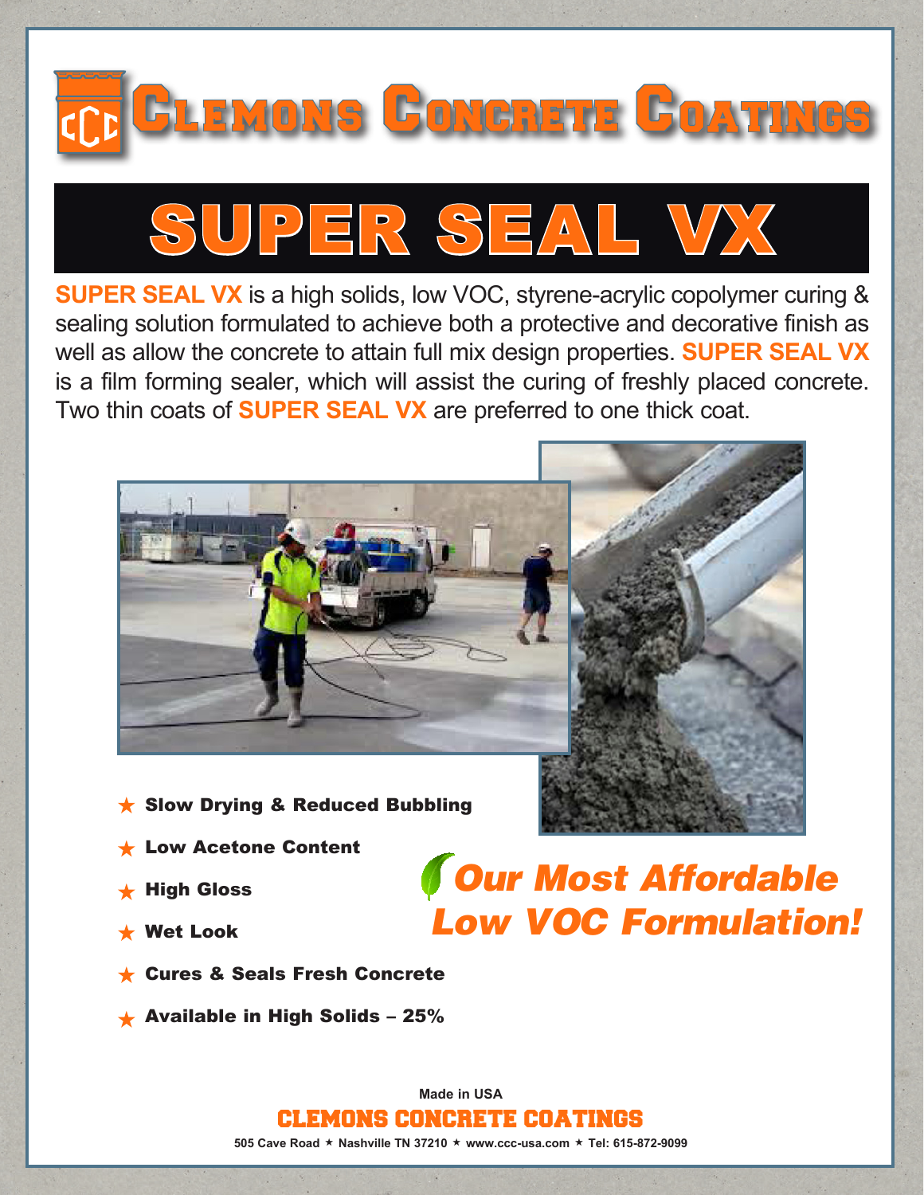# CLEMONS CONCRETE COATINGS

# SUPER SEAL VX

**SUPER SEAL VX** is a high solids, low VOC, styrene-acrylic copolymer curing & sealing solution formulated to achieve both a protective and decorative finish as well as allow the concrete to attain full mix design properties. **SUPER SEAL VX** is a film forming sealer, which will assist the curing of freshly placed concrete. Two thin coats of **SUPER SEAL VX** are preferred to one thick coat.

- **Slow Drying & Reduced Bubbling**
- **Low Acetone Content**
- **High Gloss**
- **Wet Look**
- **Cures & Seals Fresh Concrete**
- **Available in High Solids – 25%**

***Our Most Affordable Low VOC Formulation!***

**Made in USA**

**CLEMONS CONCRETE COATINGS**

**505 Cave Road ★ Nashville TN 37210 ★ www.ccc-usa.com ★ Tel: 615-872-9099**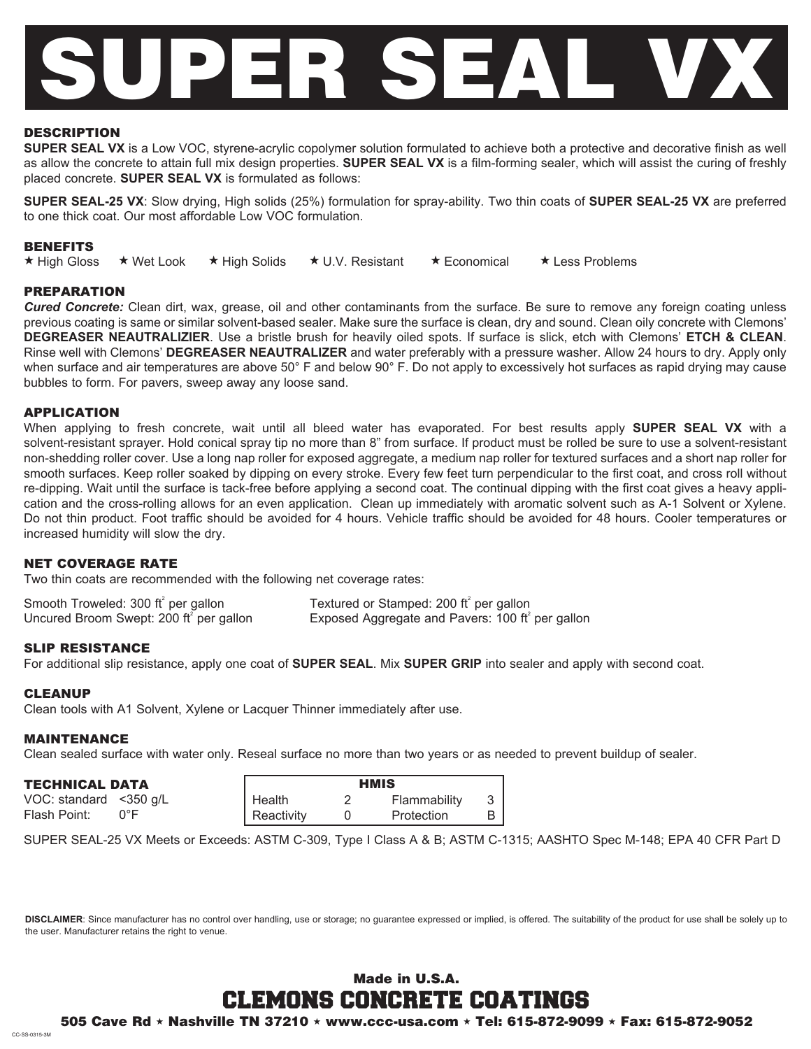# SUPER SEAL VX

## DESCRIPTION

**SUPER SEAL VX** is a Low VOC, styrene-acrylic copolymer solution formulated to achieve both a protective and decorative finish as well as allow the concrete to attain full mix design properties. **SUPER SEAL VX** is a film-forming sealer, which will assist the curing of freshly placed concrete. **SUPER SEAL VX** is formulated as follows:

**SUPER SEAL-25 VX**: Slow drying, High solids (25%) formulation for spray-ability. Two thin coats of **SUPER SEAL-25 VX** are preferred to one thick coat. Our most affordable Low VOC formulation.

## BENEFITS

★ High Gloss ★ Wet Look ★ High Solids ★ U.V. Resistant ★ Economical ★ Less Problems

## PREPARATION

***Cured Concrete:*** Clean dirt, wax, grease, oil and other contaminants from the surface. Be sure to remove any foreign coating unless previous coating is same or similar solvent-based sealer. Make sure the surface is clean, dry and sound. Clean oily concrete with Clemons' **DEGREASER NEAUTRALIZIER**. Use a bristle brush for heavily oiled spots. If surface is slick, etch with Clemons' **ETCH & CLEAN**. Rinse well with Clemons' **DEGREASER NEAUTRALIZER** and water preferably with a pressure washer. Allow 24 hours to dry. Apply only when surface and air temperatures are above 50° F and below 90° F. Do not apply to excessively hot surfaces as rapid drying may cause bubbles to form. For pavers, sweep away any loose sand.

## APPLICATION

When applying to fresh concrete, wait until all bleed water has evaporated. For best results apply **SUPER SEAL VX** with a solvent-resistant sprayer. Hold conical spray tip no more than 8" from surface. If product must be rolled be sure to use a solvent-resistant non-shedding roller cover. Use a long nap roller for exposed aggregate, a medium nap roller for textured surfaces and a short nap roller for smooth surfaces. Keep roller soaked by dipping on every stroke. Every few feet turn perpendicular to the first coat, and cross roll without re-dipping. Wait until the surface is tack-free before applying a second coat. The continual dipping with the first coat gives a heavy application and the cross-rolling allows for an even application. Clean up immediately with aromatic solvent such as A-1 Solvent or Xylene. Do not thin product. Foot traffic should be avoided for 4 hours. Vehicle traffic should be avoided for 48 hours. Cooler temperatures or increased humidity will slow the dry.

## NET COVERAGE RATE

Two thin coats are recommended with the following net coverage rates:

Smooth Troweled: 300 ft² per gallon
Uncured Broom Swept: 200 ft² per gallon
Textured or Stamped: 200 ft² per gallon
Exposed Aggregate and Pavers: 100 ft² per gallon

## SLIP RESISTANCE

For additional slip resistance, apply one coat of **SUPER SEAL**. Mix **SUPER GRIP** into sealer and apply with second coat.

## CLEANUP

Clean tools with A1 Solvent, Xylene or Lacquer Thinner immediately after use.

## MAINTENANCE

Clean sealed surface with water only. Reseal surface no more than two years or as needed to prevent buildup of sealer.

## TECHNICAL DATA

VOC: standard <350 g/L
Flash Point: 0°F

| HMIS | | | |
|---|---|---|---|
| Health | 2 | Flammability | 3 |
| Reactivity | 0 | Protection | B |

SUPER SEAL-25 VX Meets or Exceeds: ASTM C-309, Type I Class A & B; ASTM C-1315; AASHTO Spec M-148; EPA 40 CFR Part D

**DISCLAIMER**: Since manufacturer has no control over handling, use or storage; no guarantee expressed or implied, is offered. The suitability of the product for use shall be solely up to the user. Manufacturer retains the right to venue.

**Made in U.S.A.**

**CLEMONS CONCRETE COATINGS**

**505 Cave Rd ★ Nashville TN 37210 ★ www.ccc-usa.com ★ Tel: 615-872-9099 ★ Fax: 615-872-9052**

CC-SS-0315-3M